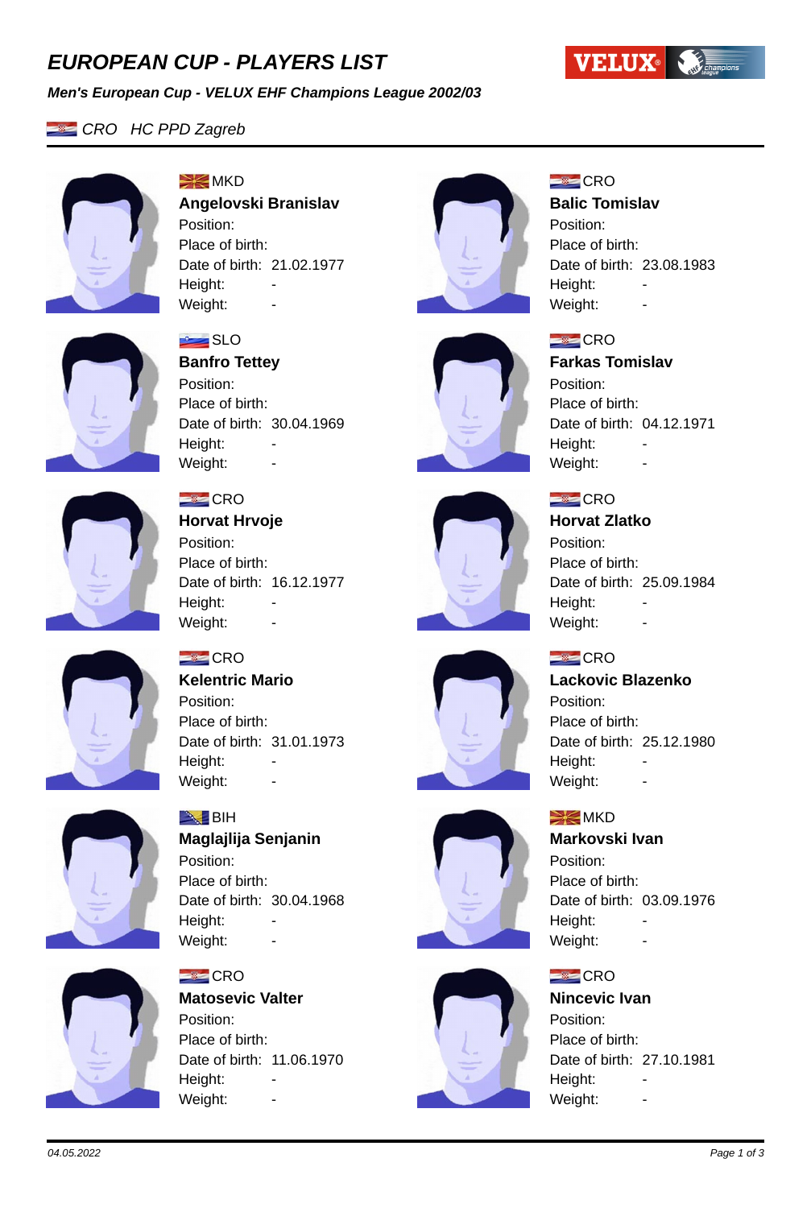# EUROPEAN CUP - PLAYERS LIST

***Men's European Cup - VELUX EHF Champions League 2002/03***

*CRO HC PPD Zagreb*

MKD
**Angelovski Branislav**
Position:
Place of birth:
Date of birth: 21.02.1977
Height: -
Weight: -

CRO
**Balic Tomislav**
Position:
Place of birth:
Date of birth: 23.08.1983
Height: -
Weight: -

SLO
**Banfro Tettey**
Position:
Place of birth:
Date of birth: 30.04.1969
Height: -
Weight: -

CRO
**Farkas Tomislav**
Position:
Place of birth:
Date of birth: 04.12.1971
Height: -
Weight: -

CRO
**Horvat Hrvoje**
Position:
Place of birth:
Date of birth: 16.12.1977
Height: -
Weight: -

CRO
**Horvat Zlatko**
Position:
Place of birth:
Date of birth: 25.09.1984
Height: -
Weight: -

CRO
**Kelentric Mario**
Position:
Place of birth:
Date of birth: 31.01.1973
Height: -
Weight: -

CRO
**Lackovic Blazenko**
Position:
Place of birth:
Date of birth: 25.12.1980
Height: -
Weight: -

BIH
**Maglajlija Senjanin**
Position:
Place of birth:
Date of birth: 30.04.1968
Height: -
Weight: -

MKD
**Markovski Ivan**
Position:
Place of birth:
Date of birth: 03.09.1976
Height: -
Weight: -

CRO
**Matosevic Valter**
Position:
Place of birth:
Date of birth: 11.06.1970
Height: -
Weight: -

CRO
**Nincevic Ivan**
Position:
Place of birth:
Date of birth: 27.10.1981
Height: -
Weight: -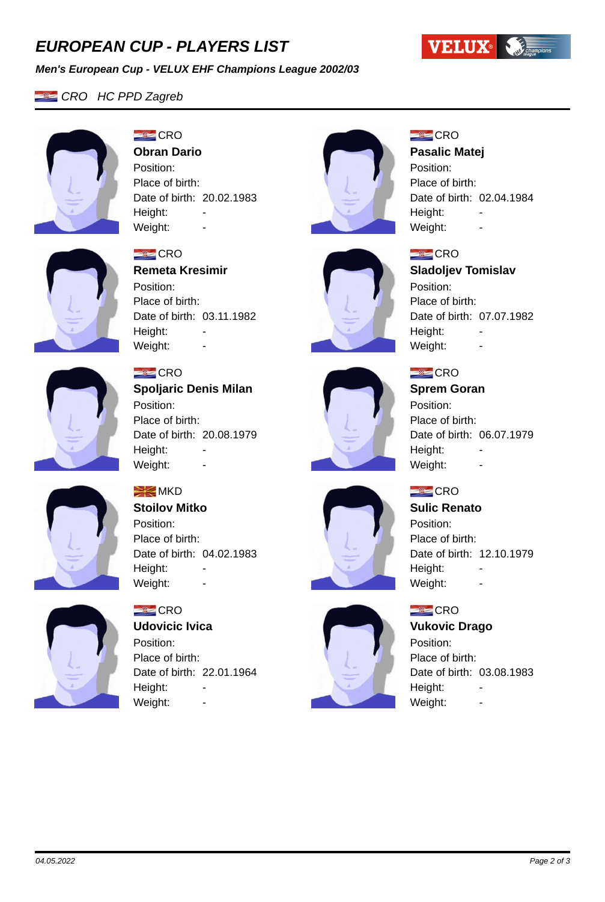# EUROPEAN CUP - PLAYERS LIST

***Men's European Cup - VELUX EHF Champions League 2002/03***

*CRO HC PPD Zagreb*

---

CRO
**Obran Dario**
Position:
Place of birth:
Date of birth: 20.02.1983
Height: -
Weight: -

CRO
**Pasalic Matej**
Position:
Place of birth:
Date of birth: 02.04.1984
Height: -
Weight: -

CRO
**Remeta Kresimir**
Position:
Place of birth:
Date of birth: 03.11.1982
Height: -
Weight: -

CRO
**Sladoljev Tomislav**
Position:
Place of birth:
Date of birth: 07.07.1982
Height: -
Weight: -

CRO
**Spoljaric Denis Milan**
Position:
Place of birth:
Date of birth: 20.08.1979
Height: -
Weight: -

CRO
**Sprem Goran**
Position:
Place of birth:
Date of birth: 06.07.1979
Height: -
Weight: -

MKD
**Stoilov Mitko**
Position:
Place of birth:
Date of birth: 04.02.1983
Height: -
Weight: -

CRO
**Sulic Renato**
Position:
Place of birth:
Date of birth: 12.10.1979
Height: -
Weight: -

CRO
**Udovicic Ivica**
Position:
Place of birth:
Date of birth: 22.01.1964
Height: -
Weight: -

CRO
**Vukovic Drago**
Position:
Place of birth:
Date of birth: 03.08.1983
Height: -
Weight: -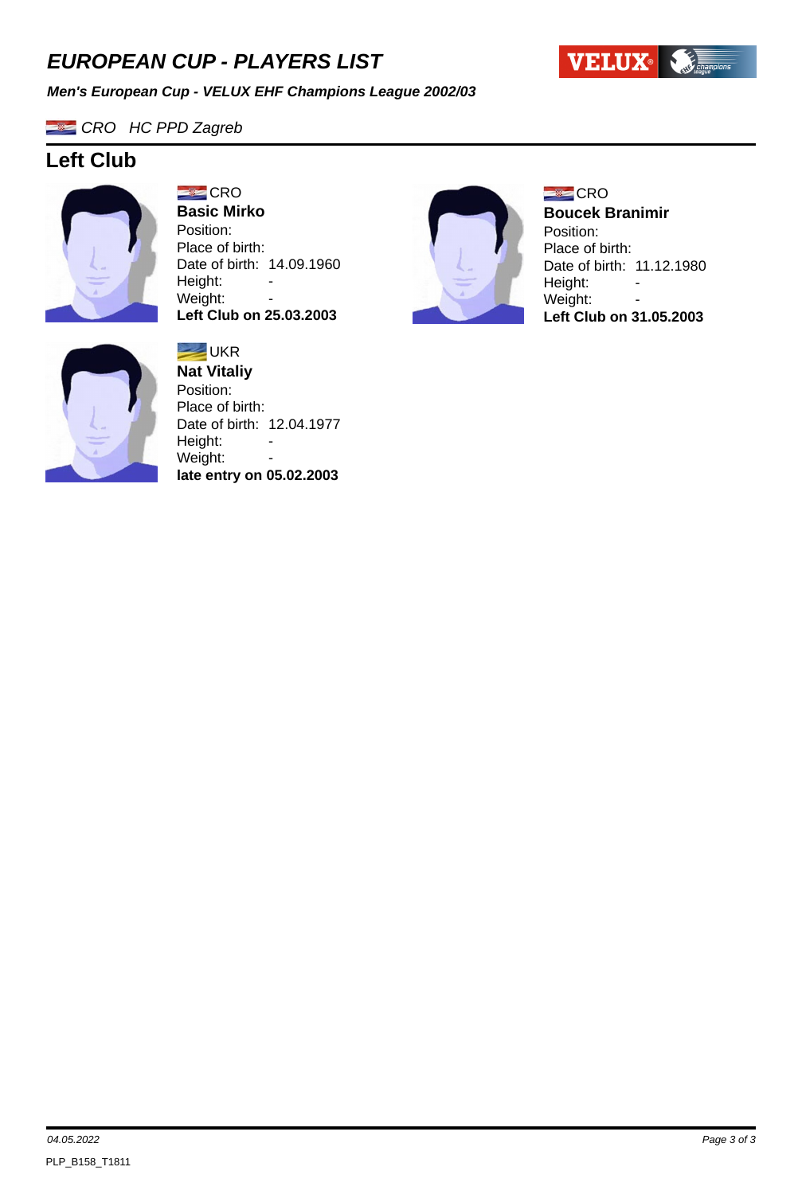# EUROPEAN CUP - PLAYERS LIST

***Men's European Cup - VELUX EHF Champions League 2002/03***

*CRO HC PPD Zagreb*

## Left Club

CRO
**Basic Mirko**
Position:
Place of birth:
Date of birth: 14.09.1960
Height: -
Weight: -
**Left Club on 25.03.2003**

CRO
**Boucek Branimir**
Position:
Place of birth:
Date of birth: 11.12.1980
Height: -
Weight: -
**Left Club on 31.05.2003**

UKR
**Nat Vitaliy**
Position:
Place of birth:
Date of birth: 12.04.1977
Height: -
Weight: -
**late entry on 05.02.2003**

*04.05.2022*

PLP_B158_T1811